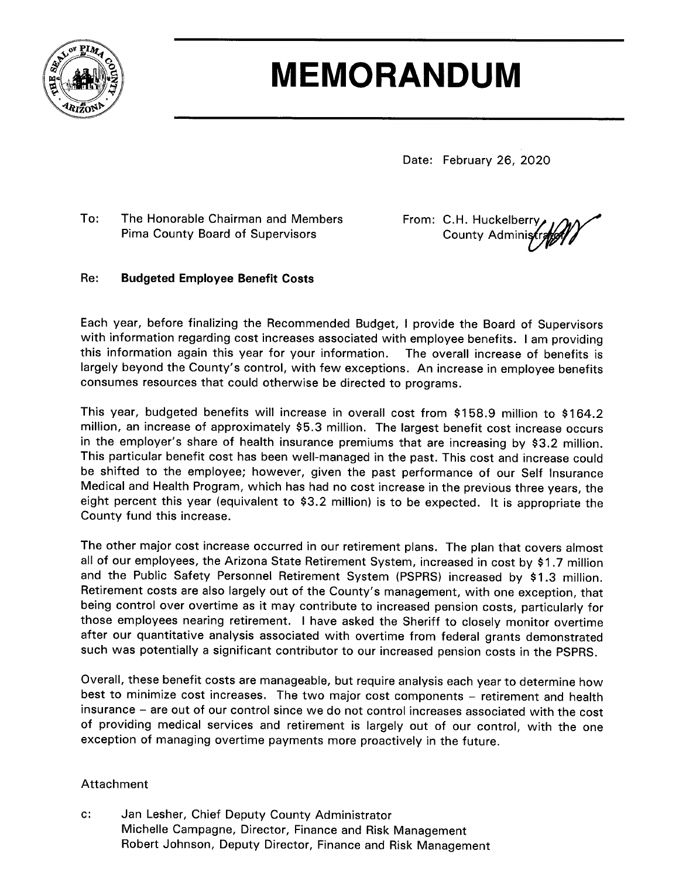# MEMORANDUM

Date: February 26, 2020

To: The Honorable Chairman and Members
Pima County Board of Supervisors

From: C.H. Huckelberry
County Administrator

Re: **Budgeted Employee Benefit Costs**

Each year, before finalizing the Recommended Budget, I provide the Board of Supervisors with information regarding cost increases associated with employee benefits. I am providing this information again this year for your information. The overall increase of benefits is largely beyond the County's control, with few exceptions. An increase in employee benefits consumes resources that could otherwise be directed to programs.

This year, budgeted benefits will increase in overall cost from $158.9 million to $164.2 million, an increase of approximately $5.3 million. The largest benefit cost increase occurs in the employer's share of health insurance premiums that are increasing by $3.2 million. This particular benefit cost has been well-managed in the past. This cost and increase could be shifted to the employee; however, given the past performance of our Self Insurance Medical and Health Program, which has had no cost increase in the previous three years, the eight percent this year (equivalent to $3.2 million) is to be expected. It is appropriate the County fund this increase.

The other major cost increase occurred in our retirement plans. The plan that covers almost all of our employees, the Arizona State Retirement System, increased in cost by $1.7 million and the Public Safety Personnel Retirement System (PSPRS) increased by $1.3 million. Retirement costs are also largely out of the County's management, with one exception, that being control over overtime as it may contribute to increased pension costs, particularly for those employees nearing retirement. I have asked the Sheriff to closely monitor overtime after our quantitative analysis associated with overtime from federal grants demonstrated such was potentially a significant contributor to our increased pension costs in the PSPRS.

Overall, these benefit costs are manageable, but require analysis each year to determine how best to minimize cost increases. The two major cost components – retirement and health insurance – are out of our control since we do not control increases associated with the cost of providing medical services and retirement is largely out of our control, with the one exception of managing overtime payments more proactively in the future.

Attachment

c: Jan Lesher, Chief Deputy County Administrator
Michelle Campagne, Director, Finance and Risk Management
Robert Johnson, Deputy Director, Finance and Risk Management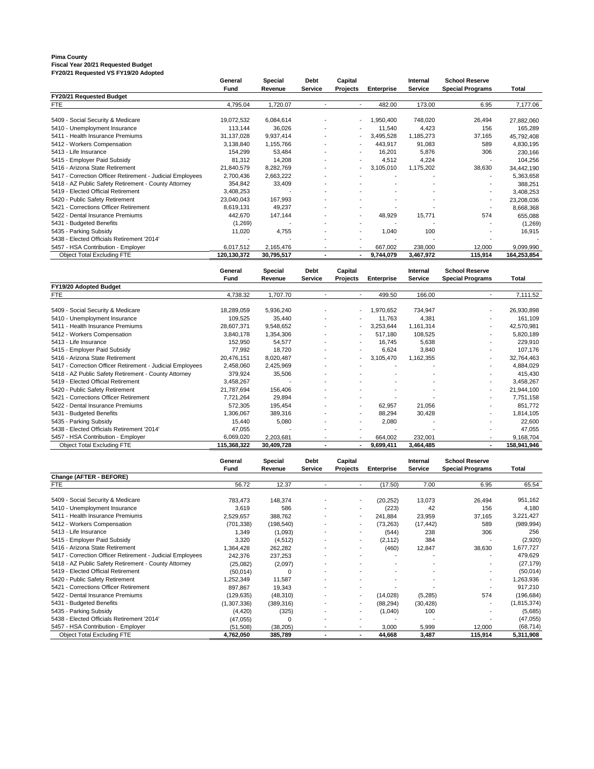**Pima County**
**Fiscal Year 20/21 Requested Budget**
**FY20/21 Requested VS FY19/20 Adopted**

| | General Fund | Special Revenue | Debt Service | Capital Projects | Enterprise | Internal Service | School Reserve Special Programs | Total |
|---|---|---|---|---|---|---|---|---|
| **FY20/21 Requested Budget** | | | | | | | | |
| FTE | 4,795.04 | 1,720.07 | - | - | 482.00 | 173.00 | 6.95 | 7,177.06 |
| 5409 - Social Security & Medicare | 19,072,532 | 6,084,614 | - | - | 1,950,400 | 748,020 | 26,494 | 27,882,060 |
| 5410 - Unemployment Insurance | 113,144 | 36,026 | - | - | 11,540 | 4,423 | 156 | 165,289 |
| 5411 - Health Insurance Premiums | 31,137,028 | 9,937,414 | - | - | 3,495,528 | 1,185,273 | 37,165 | 45,792,408 |
| 5412 - Workers Compensation | 3,138,840 | 1,155,766 | - | - | 443,917 | 91,083 | 589 | 4,830,195 |
| 5413 - Life Insurance | 154,299 | 53,484 | - | - | 16,201 | 5,876 | 306 | 230,166 |
| 5415 - Employer Paid Subsidy | 81,312 | 14,208 | - | - | 4,512 | 4,224 | - | 104,256 |
| 5416 - Arizona State Retirement | 21,840,579 | 8,282,769 | - | - | 3,105,010 | 1,175,202 | 38,630 | 34,442,190 |
| 5417 - Correction Officer Retirement - Judicial Employees | 2,700,436 | 2,663,222 | - | - | - | - | - | 5,363,658 |
| 5418 - AZ Public Safety Retirement - County Attorney | 354,842 | 33,409 | - | - | - | - | - | 388,251 |
| 5419 - Elected Official Retirement | 3,408,253 | - | - | - | - | - | - | 3,408,253 |
| 5420 - Public Safety Retirement | 23,040,043 | 167,993 | - | - | - | - | - | 23,208,036 |
| 5421 - Corrections Officer Retirement | 8,619,131 | 49,237 | - | - | - | - | - | 8,668,368 |
| 5422 - Dental Insurance Premiums | 442,670 | 147,144 | - | - | 48,929 | 15,771 | 574 | 655,088 |
| 5431 - Budgeted Benefits | (1,269) | - | - | - | - | - | - | (1,269) |
| 5435 - Parking Subsidy | 11,020 | 4,755 | - | - | 1,040 | 100 | - | 16,915 |
| 5438 - Elected Officials Retirement '2014' | - | - | - | - | - | - | - | - |
| 5457 - HSA Contribution - Employer | 6,017,512 | 2,165,476 | - | - | 667,002 | 238,000 | 12,000 | 9,099,990 |
| Object Total Excluding FTE | **120,130,372** | **30,795,517** | **-** | **-** | **9,744,079** | **3,467,972** | **115,914** | **164,253,854** |

| | General Fund | Special Revenue | Debt Service | Capital Projects | Enterprise | Internal Service | School Reserve Special Programs | Total |
|---|---|---|---|---|---|---|---|---|
| **FY19/20 Adopted Budget** | | | | | | | | |
| FTE | 4,738.32 | 1,707.70 | - | - | 499.50 | 166.00 | - | 7,111.52 |
| 5409 - Social Security & Medicare | 18,289,059 | 5,936,240 | - | - | 1,970,652 | 734,947 | - | 26,930,898 |
| 5410 - Unemployment Insurance | 109,525 | 35,440 | - | - | 11,763 | 4,381 | - | 161,109 |
| 5411 - Health Insurance Premiums | 28,607,371 | 9,548,652 | - | - | 3,253,644 | 1,161,314 | - | 42,570,981 |
| 5412 - Workers Compensation | 3,840,178 | 1,354,306 | - | - | 517,180 | 108,525 | - | 5,820,189 |
| 5413 - Life Insurance | 152,950 | 54,577 | - | - | 16,745 | 5,638 | - | 229,910 |
| 5415 - Employer Paid Subsidy | 77,992 | 18,720 | - | - | 6,624 | 3,840 | - | 107,176 |
| 5416 - Arizona State Retirement | 20,476,151 | 8,020,487 | - | - | 3,105,470 | 1,162,355 | - | 32,764,463 |
| 5417 - Correction Officer Retirement - Judicial Employees | 2,458,060 | 2,425,969 | - | - | - | - | - | 4,884,029 |
| 5418 - AZ Public Safety Retirement - County Attorney | 379,924 | 35,506 | - | - | - | - | - | 415,430 |
| 5419 - Elected Official Retirement | 3,458,267 | - | - | - | - | - | - | 3,458,267 |
| 5420 - Public Safety Retirement | 21,787,694 | 156,406 | - | - | - | - | - | 21,944,100 |
| 5421 - Corrections Officer Retirement | 7,721,264 | 29,894 | - | - | - | - | - | 7,751,158 |
| 5422 - Dental Insurance Premiums | 572,305 | 195,454 | - | - | 62,957 | 21,056 | - | 851,772 |
| 5431 - Budgeted Benefits | 1,306,067 | 389,316 | - | - | 88,294 | 30,428 | - | 1,814,105 |
| 5435 - Parking Subsidy | 15,440 | 5,080 | - | - | 2,080 | - | - | 22,600 |
| 5438 - Elected Officials Retirement '2014' | 47,055 | - | - | - | - | - | - | 47,055 |
| 5457 - HSA Contribution - Employer | 6,069,020 | 2,203,681 | - | - | 664,002 | 232,001 | - | 9,168,704 |
| Object Total Excluding FTE | **115,368,322** | **30,409,728** | **-** | **-** | **9,699,411** | **3,464,485** | **-** | **158,941,946** |

| | General Fund | Special Revenue | Debt Service | Capital Projects | Enterprise | Internal Service | School Reserve Special Programs | Total |
|---|---|---|---|---|---|---|---|---|
| **Change (AFTER - BEFORE)** | | | | | | | | |
| FTE | 56.72 | 12.37 | - | - | (17.50) | 7.00 | 6.95 | 65.54 |
| 5409 - Social Security & Medicare | 783,473 | 148,374 | - | - | (20,252) | 13,073 | 26,494 | 951,162 |
| 5410 - Unemployment Insurance | 3,619 | 586 | - | - | (223) | 42 | 156 | 4,180 |
| 5411 - Health Insurance Premiums | 2,529,657 | 388,762 | - | - | 241,884 | 23,959 | 37,165 | 3,221,427 |
| 5412 - Workers Compensation | (701,338) | (198,540) | - | - | (73,263) | (17,442) | 589 | (989,994) |
| 5413 - Life Insurance | 1,349 | (1,093) | - | - | (544) | 238 | 306 | 256 |
| 5415 - Employer Paid Subsidy | 3,320 | (4,512) | - | - | (2,112) | 384 | - | (2,920) |
| 5416 - Arizona State Retirement | 1,364,428 | 262,282 | - | - | (460) | 12,847 | 38,630 | 1,677,727 |
| 5417 - Correction Officer Retirement - Judicial Employees | 242,376 | 237,253 | - | - | - | - | - | 479,629 |
| 5418 - AZ Public Safety Retirement - County Attorney | (25,082) | (2,097) | - | - | - | - | - | (27,179) |
| 5419 - Elected Official Retirement | (50,014) | 0 | - | - | - | - | - | (50,014) |
| 5420 - Public Safety Retirement | 1,252,349 | 11,587 | - | - | - | - | - | 1,263,936 |
| 5421 - Corrections Officer Retirement | 897,867 | 19,343 | - | - | - | - | - | 917,210 |
| 5422 - Dental Insurance Premiums | (129,635) | (48,310) | - | - | (14,028) | (5,285) | 574 | (196,684) |
| 5431 - Budgeted Benefits | (1,307,336) | (389,316) | - | - | (88,294) | (30,428) | - | (1,815,374) |
| 5435 - Parking Subsidy | (4,420) | (325) | - | - | (1,040) | 100 | - | (5,685) |
| 5438 - Elected Officials Retirement '2014' | (47,055) | 0 | - | - | - | - | - | (47,055) |
| 5457 - HSA Contribution - Employer | (51,508) | (38,205) | - | - | 3,000 | 5,999 | 12,000 | (68,714) |
| Object Total Excluding FTE | **4,762,050** | **385,789** | **-** | **-** | **44,668** | **3,487** | **115,914** | **5,311,908** |